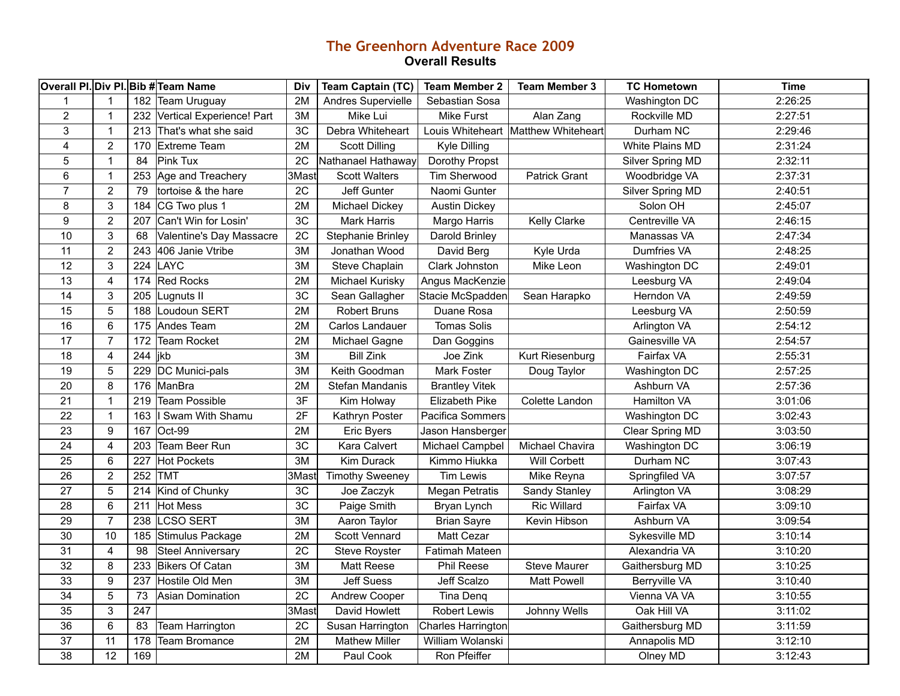# The Greenhorn Adventure Race 2009

## Overall Results

| Overall Pl. | Div Pl. | Bib # | Team Name | Div | Team Captain (TC) | Team Member 2 | Team Member 3 | TC Hometown | Time |
|---|---|---|---|---|---|---|---|---|---|
| 1 | 1 | 182 | Team Uruguay | 2M | Andres Supervielle | Sebastian Sosa | | Washington DC | 2:26:25 |
| 2 | 1 | 232 | Vertical Experience! Part | 3M | Mike Lui | Mike Furst | Alan Zang | Rockville MD | 2:27:51 |
| 3 | 1 | 213 | That's what she said | 3C | Debra Whiteheart | Louis Whiteheart | Matthew Whiteheart | Durham NC | 2:29:46 |
| 4 | 2 | 170 | Extreme Team | 2M | Scott Dilling | Kyle Dilling | | White Plains MD | 2:31:24 |
| 5 | 1 | 84 | Pink Tux | 2C | Nathanael Hathaway | Dorothy Propst | | Silver Spring MD | 2:32:11 |
| 6 | 1 | 253 | Age and Treachery | 3Mast | Scott Walters | Tim Sherwood | Patrick Grant | Woodbridge VA | 2:37:31 |
| 7 | 2 | 79 | tortoise & the hare | 2C | Jeff Gunter | Naomi Gunter | | Silver Spring MD | 2:40:51 |
| 8 | 3 | 184 | CG Two plus 1 | 2M | Michael Dickey | Austin Dickey | | Solon OH | 2:45:07 |
| 9 | 2 | 207 | Can't Win for Losin' | 3C | Mark Harris | Margo Harris | Kelly Clarke | Centreville VA | 2:46:15 |
| 10 | 3 | 68 | Valentine's Day Massacre | 2C | Stephanie Brinley | Darold Brinley | | Manassas VA | 2:47:34 |
| 11 | 2 | 243 | 406 Janie Vtribe | 3M | Jonathan Wood | David Berg | Kyle Urda | Dumfries VA | 2:48:25 |
| 12 | 3 | 224 | LAYC | 3M | Steve Chaplain | Clark Johnston | Mike Leon | Washington DC | 2:49:01 |
| 13 | 4 | 174 | Red Rocks | 2M | Michael Kurisky | Angus MacKenzie | | Leesburg VA | 2:49:04 |
| 14 | 3 | 205 | Lugnuts II | 3C | Sean Gallagher | Stacie McSpadden | Sean Harapko | Herndon VA | 2:49:59 |
| 15 | 5 | 188 | Loudoun SERT | 2M | Robert Bruns | Duane Rosa | | Leesburg VA | 2:50:59 |
| 16 | 6 | 175 | Andes Team | 2M | Carlos Landauer | Tomas Solis | | Arlington VA | 2:54:12 |
| 17 | 7 | 172 | Team Rocket | 2M | Michael Gagne | Dan Goggins | | Gainesville VA | 2:54:57 |
| 18 | 4 | 244 | jkb | 3M | Bill Zink | Joe Zink | Kurt Riesenburg | Fairfax VA | 2:55:31 |
| 19 | 5 | 229 | DC Munici-pals | 3M | Keith Goodman | Mark Foster | Doug Taylor | Washington DC | 2:57:25 |
| 20 | 8 | 176 | ManBra | 2M | Stefan Mandanis | Brantley Vitek | | Ashburn VA | 2:57:36 |
| 21 | 1 | 219 | Team Possible | 3F | Kim Holway | Elizabeth Pike | Colette Landon | Hamilton VA | 3:01:06 |
| 22 | 1 | 163 | I Swam With Shamu | 2F | Kathryn Poster | Pacifica Sommers | | Washington DC | 3:02:43 |
| 23 | 9 | 167 | Oct-99 | 2M | Eric Byers | Jason Hansberger | | Clear Spring MD | 3:03:50 |
| 24 | 4 | 203 | Team Beer Run | 3C | Kara Calvert | Michael Campbel | Michael Chavira | Washington DC | 3:06:19 |
| 25 | 6 | 227 | Hot Pockets | 3M | Kim Durack | Kimmo Hiukka | Will Corbett | Durham NC | 3:07:43 |
| 26 | 2 | 252 | TMT | 3Mast | Timothy Sweeney | Tim Lewis | Mike Reyna | Springfiled VA | 3:07:57 |
| 27 | 5 | 214 | Kind of Chunky | 3C | Joe Zaczyk | Megan Petratis | Sandy Stanley | Arlington VA | 3:08:29 |
| 28 | 6 | 211 | Hot Mess | 3C | Paige Smith | Bryan Lynch | Ric Willard | Fairfax VA | 3:09:10 |
| 29 | 7 | 238 | LCSO SERT | 3M | Aaron Taylor | Brian Sayre | Kevin Hibson | Ashburn VA | 3:09:54 |
| 30 | 10 | 185 | Stimulus Package | 2M | Scott Vennard | Matt Cezar | | Sykesville MD | 3:10:14 |
| 31 | 4 | 98 | Steel Anniversary | 2C | Steve Royster | Fatimah Mateen | | Alexandria VA | 3:10:20 |
| 32 | 8 | 233 | Bikers Of Catan | 3M | Matt Reese | Phil Reese | Steve Maurer | Gaithersburg MD | 3:10:25 |
| 33 | 9 | 237 | Hostile Old Men | 3M | Jeff Suess | Jeff Scalzo | Matt Powell | Berryville VA | 3:10:40 |
| 34 | 5 | 73 | Asian Domination | 2C | Andrew Cooper | Tina Denq | | Vienna VA VA | 3:10:55 |
| 35 | 3 | 247 | | 3Mast | David Howlett | Robert Lewis | Johnny Wells | Oak Hill VA | 3:11:02 |
| 36 | 6 | 83 | Team Harrington | 2C | Susan Harrington | Charles Harrington | | Gaithersburg MD | 3:11:59 |
| 37 | 11 | 178 | Team Bromance | 2M | Mathew Miller | William Wolanski | | Annapolis MD | 3:12:10 |
| 38 | 12 | 169 | | 2M | Paul Cook | Ron Pfeiffer | | Olney MD | 3:12:43 |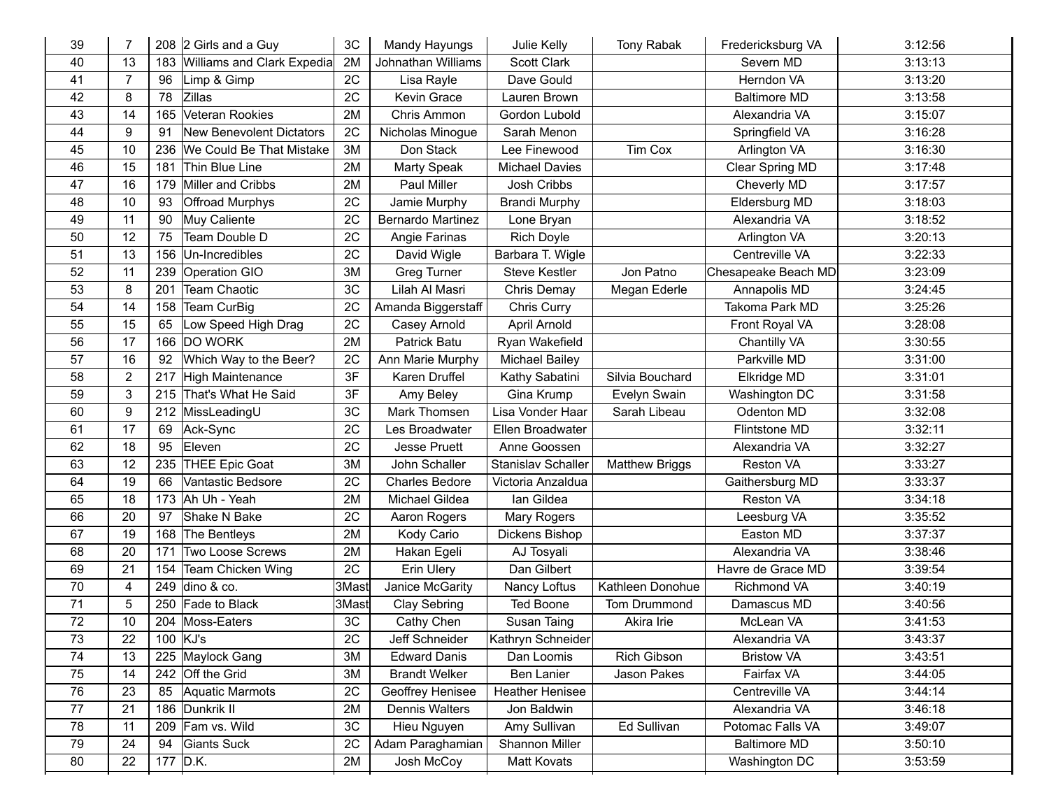| 39 | 7 | 208 | 2 Girls and a Guy | 3C | Mandy Hayungs | Julie Kelly | Tony Rabak | Fredericksburg VA | 3:12:56 |
|---|---|---|---|---|---|---|---|---|---|
| 40 | 13 | 183 | Williams and Clark Expedia | 2M | Johnathan Williams | Scott Clark | | Severn MD | 3:13:13 |
| 41 | 7 | 96 | Limp & Gimp | 2C | Lisa Rayle | Dave Gould | | Herndon VA | 3:13:20 |
| 42 | 8 | 78 | Zillas | 2C | Kevin Grace | Lauren Brown | | Baltimore MD | 3:13:58 |
| 43 | 14 | 165 | Veteran Rookies | 2M | Chris Ammon | Gordon Lubold | | Alexandria VA | 3:15:07 |
| 44 | 9 | 91 | New Benevolent Dictators | 2C | Nicholas Minogue | Sarah Menon | | Springfield VA | 3:16:28 |
| 45 | 10 | 236 | We Could Be That Mistake | 3M | Don Stack | Lee Finewood | Tim Cox | Arlington VA | 3:16:30 |
| 46 | 15 | 181 | Thin Blue Line | 2M | Marty Speak | Michael Davies | | Clear Spring MD | 3:17:48 |
| 47 | 16 | 179 | Miller and Cribbs | 2M | Paul Miller | Josh Cribbs | | Cheverly MD | 3:17:57 |
| 48 | 10 | 93 | Offroad Murphys | 2C | Jamie Murphy | Brandi Murphy | | Eldersburg MD | 3:18:03 |
| 49 | 11 | 90 | Muy Caliente | 2C | Bernardo Martinez | Lone Bryan | | Alexandria VA | 3:18:52 |
| 50 | 12 | 75 | Team Double D | 2C | Angie Farinas | Rich Doyle | | Arlington VA | 3:20:13 |
| 51 | 13 | 156 | Un-Incredibles | 2C | David Wigle | Barbara T. Wigle | | Centreville VA | 3:22:33 |
| 52 | 11 | 239 | Operation GIO | 3M | Greg Turner | Steve Kestler | Jon Patno | Chesapeake Beach MD | 3:23:09 |
| 53 | 8 | 201 | Team Chaotic | 3C | Lilah Al Masri | Chris Demay | Megan Ederle | Annapolis MD | 3:24:45 |
| 54 | 14 | 158 | Team CurBig | 2C | Amanda Biggerstaff | Chris Curry | | Takoma Park MD | 3:25:26 |
| 55 | 15 | 65 | Low Speed High Drag | 2C | Casey Arnold | April Arnold | | Front Royal VA | 3:28:08 |
| 56 | 17 | 166 | DO WORK | 2M | Patrick Batu | Ryan Wakefield | | Chantilly VA | 3:30:55 |
| 57 | 16 | 92 | Which Way to the Beer? | 2C | Ann Marie Murphy | Michael Bailey | | Parkville MD | 3:31:00 |
| 58 | 2 | 217 | High Maintenance | 3F | Karen Druffel | Kathy Sabatini | Silvia Bouchard | Elkridge MD | 3:31:01 |
| 59 | 3 | 215 | That's What He Said | 3F | Amy Beley | Gina Krump | Evelyn Swain | Washington DC | 3:31:58 |
| 60 | 9 | 212 | MissLeadingU | 3C | Mark Thomsen | Lisa Vonder Haar | Sarah Libeau | Odenton MD | 3:32:08 |
| 61 | 17 | 69 | Ack-Sync | 2C | Les Broadwater | Ellen Broadwater | | Flintstone MD | 3:32:11 |
| 62 | 18 | 95 | Eleven | 2C | Jesse Pruett | Anne Goossen | | Alexandria VA | 3:32:27 |
| 63 | 12 | 235 | THEE Epic Goat | 3M | John Schaller | Stanislav Schaller | Matthew Briggs | Reston VA | 3:33:27 |
| 64 | 19 | 66 | Vantastic Bedsore | 2C | Charles Bedore | Victoria Anzaldua | | Gaithersburg MD | 3:33:37 |
| 65 | 18 | 173 | Ah Uh - Yeah | 2M | Michael Gildea | Ian Gildea | | Reston VA | 3:34:18 |
| 66 | 20 | 97 | Shake N Bake | 2C | Aaron Rogers | Mary Rogers | | Leesburg VA | 3:35:52 |
| 67 | 19 | 168 | The Bentleys | 2M | Kody Cario | Dickens Bishop | | Easton MD | 3:37:37 |
| 68 | 20 | 171 | Two Loose Screws | 2M | Hakan Egeli | AJ Tosyali | | Alexandria VA | 3:38:46 |
| 69 | 21 | 154 | Team Chicken Wing | 2C | Erin Ulery | Dan Gilbert | | Havre de Grace MD | 3:39:54 |
| 70 | 4 | 249 | dino & co. | 3Mast | Janice McGarity | Nancy Loftus | Kathleen Donohue | Richmond VA | 3:40:19 |
| 71 | 5 | 250 | Fade to Black | 3Mast | Clay Sebring | Ted Boone | Tom Drummond | Damascus MD | 3:40:56 |
| 72 | 10 | 204 | Moss-Eaters | 3C | Cathy Chen | Susan Taing | Akira Irie | McLean VA | 3:41:53 |
| 73 | 22 | 100 | KJ's | 2C | Jeff Schneider | Kathryn Schneider | | Alexandria VA | 3:43:37 |
| 74 | 13 | 225 | Maylock Gang | 3M | Edward Danis | Dan Loomis | Rich Gibson | Bristow VA | 3:43:51 |
| 75 | 14 | 242 | Off the Grid | 3M | Brandt Welker | Ben Lanier | Jason Pakes | Fairfax VA | 3:44:05 |
| 76 | 23 | 85 | Aquatic Marmots | 2C | Geoffrey Henisee | Heather Henisee | | Centreville VA | 3:44:14 |
| 77 | 21 | 186 | Dunkrik II | 2M | Dennis Walters | Jon Baldwin | | Alexandria VA | 3:46:18 |
| 78 | 11 | 209 | Fam vs. Wild | 3C | Hieu Nguyen | Amy Sullivan | Ed Sullivan | Potomac Falls VA | 3:49:07 |
| 79 | 24 | 94 | Giants Suck | 2C | Adam Paraghamian | Shannon Miller | | Baltimore MD | 3:50:10 |
| 80 | 22 | 177 | D.K. | 2M | Josh McCoy | Matt Kovats | | Washington DC | 3:53:59 |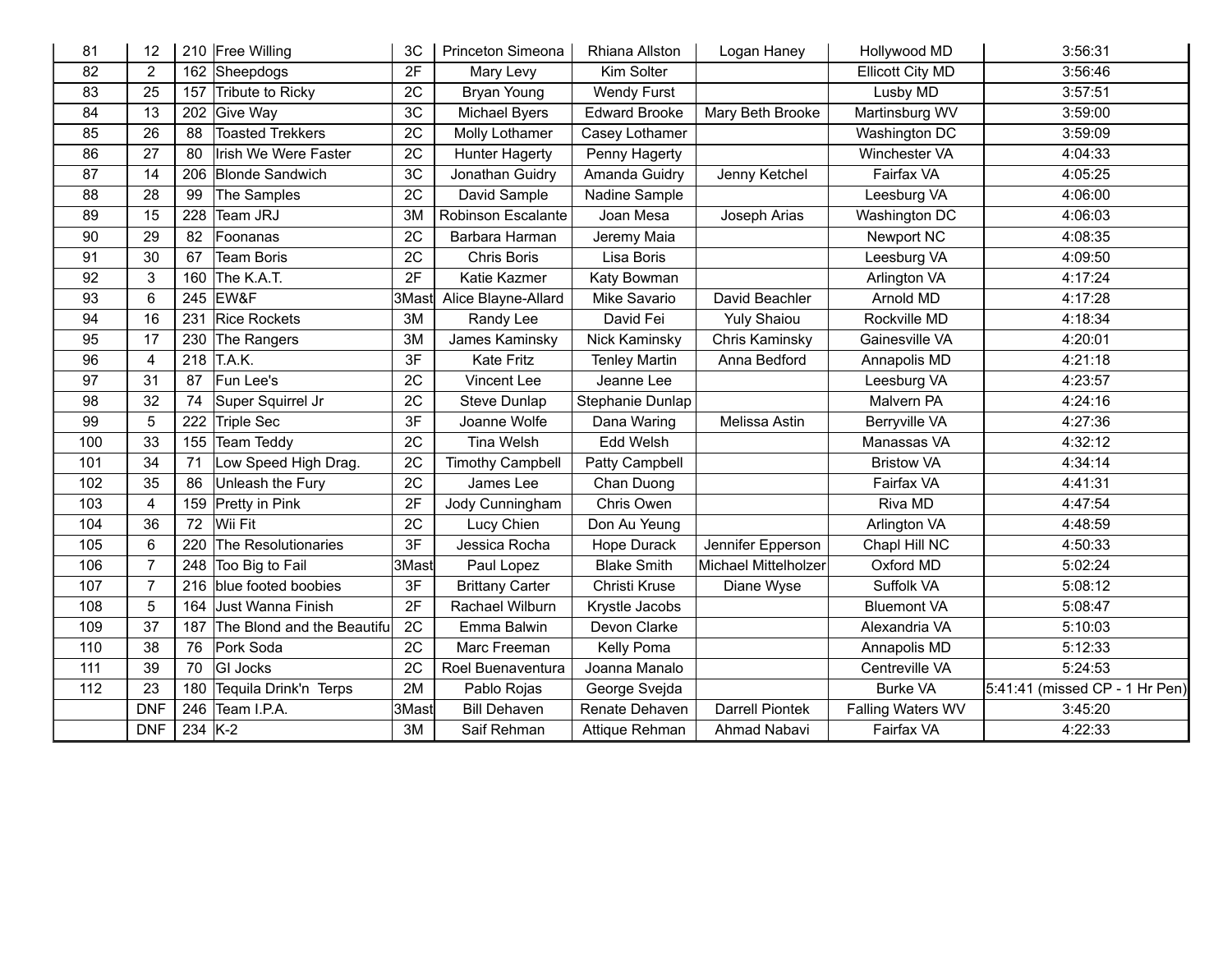| | | | | | | | | | |
|---|---|---|---|---|---|---|---|---|---|
| 81 | 12 | 210 | Free Willing | 3C | Princeton Simeona | Rhiana Allston | Logan Haney | Hollywood MD | 3:56:31 |
| 82 | 2 | 162 | Sheepdogs | 2F | Mary Levy | Kim Solter | | Ellicott City MD | 3:56:46 |
| 83 | 25 | 157 | Tribute to Ricky | 2C | Bryan Young | Wendy Furst | | Lusby MD | 3:57:51 |
| 84 | 13 | 202 | Give Way | 3C | Michael Byers | Edward Brooke | Mary Beth Brooke | Martinsburg WV | 3:59:00 |
| 85 | 26 | 88 | Toasted Trekkers | 2C | Molly Lothamer | Casey Lothamer | | Washington DC | 3:59:09 |
| 86 | 27 | 80 | Irish We Were Faster | 2C | Hunter Hagerty | Penny Hagerty | | Winchester VA | 4:04:33 |
| 87 | 14 | 206 | Blonde Sandwich | 3C | Jonathan Guidry | Amanda Guidry | Jenny Ketchel | Fairfax VA | 4:05:25 |
| 88 | 28 | 99 | The Samples | 2C | David Sample | Nadine Sample | | Leesburg VA | 4:06:00 |
| 89 | 15 | 228 | Team JRJ | 3M | Robinson Escalante | Joan Mesa | Joseph Arias | Washington DC | 4:06:03 |
| 90 | 29 | 82 | Foonanas | 2C | Barbara Harman | Jeremy Maia | | Newport NC | 4:08:35 |
| 91 | 30 | 67 | Team Boris | 2C | Chris Boris | Lisa Boris | | Leesburg VA | 4:09:50 |
| 92 | 3 | 160 | The K.A.T. | 2F | Katie Kazmer | Katy Bowman | | Arlington VA | 4:17:24 |
| 93 | 6 | 245 | EW&F | 3Mast | Alice Blayne-Allard | Mike Savario | David Beachler | Arnold MD | 4:17:28 |
| 94 | 16 | 231 | Rice Rockets | 3M | Randy Lee | David Fei | Yuly Shaiou | Rockville MD | 4:18:34 |
| 95 | 17 | 230 | The Rangers | 3M | James Kaminsky | Nick Kaminsky | Chris Kaminsky | Gainesville VA | 4:20:01 |
| 96 | 4 | 218 | T.A.K. | 3F | Kate Fritz | Tenley Martin | Anna Bedford | Annapolis MD | 4:21:18 |
| 97 | 31 | 87 | Fun Lee's | 2C | Vincent Lee | Jeanne Lee | | Leesburg VA | 4:23:57 |
| 98 | 32 | 74 | Super Squirrel Jr | 2C | Steve Dunlap | Stephanie Dunlap | | Malvern PA | 4:24:16 |
| 99 | 5 | 222 | Triple Sec | 3F | Joanne Wolfe | Dana Waring | Melissa Astin | Berryville VA | 4:27:36 |
| 100 | 33 | 155 | Team Teddy | 2C | Tina Welsh | Edd Welsh | | Manassas VA | 4:32:12 |
| 101 | 34 | 71 | Low Speed High Drag. | 2C | Timothy Campbell | Patty Campbell | | Bristow VA | 4:34:14 |
| 102 | 35 | 86 | Unleash the Fury | 2C | James Lee | Chan Duong | | Fairfax VA | 4:41:31 |
| 103 | 4 | 159 | Pretty in Pink | 2F | Jody Cunningham | Chris Owen | | Riva MD | 4:47:54 |
| 104 | 36 | 72 | Wii Fit | 2C | Lucy Chien | Don Au Yeung | | Arlington VA | 4:48:59 |
| 105 | 6 | 220 | The Resolutionaries | 3F | Jessica Rocha | Hope Durack | Jennifer Epperson | Chapl Hill NC | 4:50:33 |
| 106 | 7 | 248 | Too Big to Fail | 3Mast | Paul Lopez | Blake Smith | Michael Mittelholzer | Oxford MD | 5:02:24 |
| 107 | 7 | 216 | blue footed boobies | 3F | Brittany Carter | Christi Kruse | Diane Wyse | Suffolk VA | 5:08:12 |
| 108 | 5 | 164 | Just Wanna Finish | 2F | Rachael Wilburn | Krystle Jacobs | | Bluemont VA | 5:08:47 |
| 109 | 37 | 187 | The Blond and the Beautifu | 2C | Emma Balwin | Devon Clarke | | Alexandria VA | 5:10:03 |
| 110 | 38 | 76 | Pork Soda | 2C | Marc Freeman | Kelly Poma | | Annapolis MD | 5:12:33 |
| 111 | 39 | 70 | GI Jocks | 2C | Roel Buenaventura | Joanna Manalo | | Centreville VA | 5:24:53 |
| 112 | 23 | 180 | Tequila Drink'n Terps | 2M | Pablo Rojas | George Svejda | | Burke VA | 5:41:41 (missed CP - 1 Hr Pen) |
| | DNF | 246 | Team I.P.A. | 3Mast | Bill Dehaven | Renate Dehaven | Darrell Piontek | Falling Waters WV | 3:45:20 |
| | DNF | 234 | K-2 | 3M | Saif Rehman | Attique Rehman | Ahmad Nabavi | Fairfax VA | 4:22:33 |